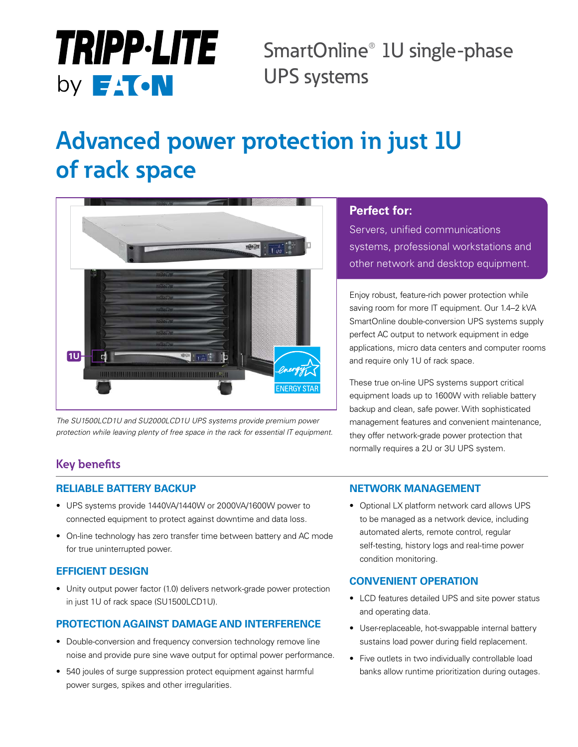TRIPP·LITE by EATON

SmartOnline® 1U single-phase UPS systems

# Advanced power protection in just 1U of rack space

*The SU1500LCD1U and SU2000LCD1U UPS systems provide premium power protection while leaving plenty of free space in the rack for essential IT equipment.*

**Perfect for:**

Servers, unified communications systems, professional workstations and other network and desktop equipment.

Enjoy robust, feature-rich power protection while saving room for more IT equipment. Our 1.4–2 kVA SmartOnline double-conversion UPS systems supply perfect AC output to network equipment in edge applications, micro data centers and computer rooms and require only 1U of rack space.

These true on-line UPS systems support critical equipment loads up to 1600W with reliable battery backup and clean, safe power. With sophisticated management features and convenient maintenance, they offer network-grade power protection that normally requires a 2U or 3U UPS system.

## Key benefits

### RELIABLE BATTERY BACKUP

- UPS systems provide 1440VA/1440W or 2000VA/1600W power to connected equipment to protect against downtime and data loss.
- On-line technology has zero transfer time between battery and AC mode for true uninterrupted power.

### EFFICIENT DESIGN

- Unity output power factor (1.0) delivers network-grade power protection in just 1U of rack space (SU1500LCD1U).

### PROTECTION AGAINST DAMAGE AND INTERFERENCE

- Double-conversion and frequency conversion technology remove line noise and provide pure sine wave output for optimal power performance.
- 540 joules of surge suppression protect equipment against harmful power surges, spikes and other irregularities.

### NETWORK MANAGEMENT

- Optional LX platform network card allows UPS to be managed as a network device, including automated alerts, remote control, regular self-testing, history logs and real-time power condition monitoring.

### CONVENIENT OPERATION

- LCD features detailed UPS and site power status and operating data.
- User-replaceable, hot-swappable internal battery sustains load power during field replacement.
- Five outlets in two individually controllable load banks allow runtime prioritization during outages.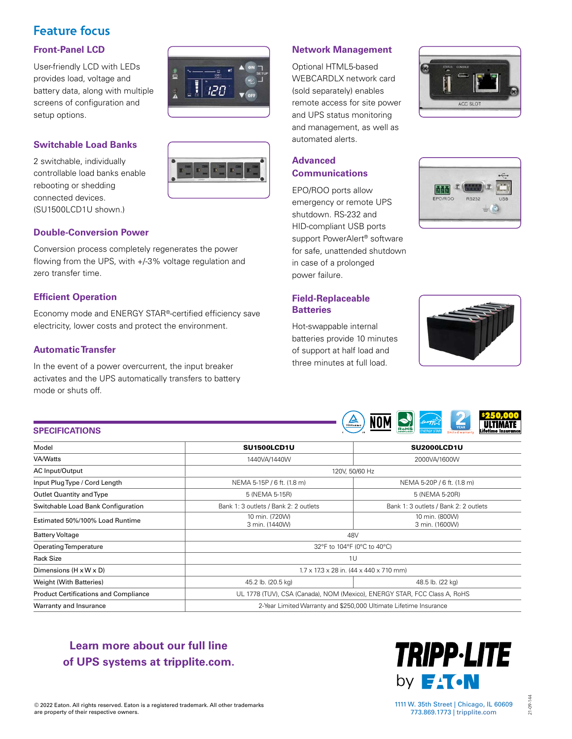# Feature focus

## Front-Panel LCD

User-friendly LCD with LEDs provides load, voltage and battery data, along with multiple screens of configuration and setup options.

## Switchable Load Banks

2 switchable, individually controllable load banks enable rebooting or shedding connected devices. (SU1500LCD1U shown.)

## Double-Conversion Power

Conversion process completely regenerates the power flowing from the UPS, with +/-3% voltage regulation and zero transfer time.

## Efficient Operation

Economy mode and ENERGY STAR®-certified efficiency save electricity, lower costs and protect the environment.

## Automatic Transfer

In the event of a power overcurrent, the input breaker activates and the UPS automatically transfers to battery mode or shuts off.

## Network Management

Optional HTML5-based WEBCARDLX network card (sold separately) enables remote access for site power and UPS status monitoring and management, as well as automated alerts.

## Advanced Communications

EPO/ROO ports allow emergency or remote UPS shutdown. RS-232 and HID-compliant USB ports support PowerAlert® software for safe, unattended shutdown in case of a prolonged power failure.

## Field-Replaceable Batteries

Hot-swappable internal batteries provide 10 minutes of support at half load and three minutes at full load.

## SPECIFICATIONS

| Model | SU1500LCD1U | SU2000LCD1U |
|---|---|---|
| VA/Watts | 1440VA/1440W | 2000VA/1600W |
| AC Input/Output | 120V, 50/60 Hz | |
| Input Plug Type / Cord Length | NEMA 5-15P / 6 ft. (1.8 m) | NEMA 5-20P / 6 ft. (1.8 m) |
| Outlet Quantity and Type | 5 (NEMA 5-15R) | 5 (NEMA 5-20R) |
| Switchable Load Bank Configuration | Bank 1: 3 outlets / Bank 2: 2 outlets | Bank 1: 3 outlets / Bank 2: 2 outlets |
| Estimated 50%/100% Load Runtime | 10 min. (720W)<br>3 min. (1440W) | 10 min. (800W)<br>3 min. (1600W) |
| Battery Voltage | 48V | |
| Operating Temperature | 32°F to 104°F (0°C to 40°C) | |
| Rack Size | 1U | |
| Dimensions (H x W x D) | 1.7 x 17.3 x 28 in. (44 x 440 x 710 mm) | |
| Weight (With Batteries) | 45.2 lb. (20.5 kg) | 48.5 lb. (22 kg) |
| Product Certifications and Compliance | UL 1778 (TUV), CSA (Canada), NOM (Mexico), ENERGY STAR, FCC Class A, RoHS | |
| Warranty and Insurance | 2-Year Limited Warranty and $250,000 Ultimate Lifetime Insurance | |

**Learn more about our full line of UPS systems at tripplite.com.**

TRIPP·LITE by EATON

1111 W. 35th Street | Chicago, IL 60609
773.869.1773 | tripplite.com

© 2022 Eaton. All rights reserved. Eaton is a registered trademark. All other trademarks are property of their respective owners.

21-09-144